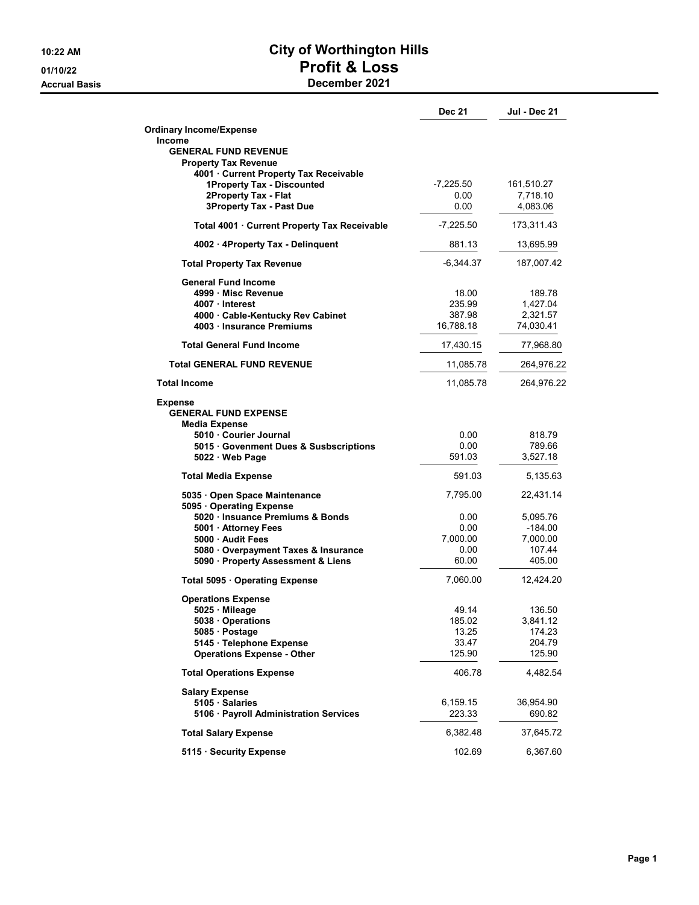# City of Worthington Hills

## Profit & Loss

### December 2021

10:22 AM
01/10/22
Accrual Basis

| | Dec 21 | Jul - Dec 21 |
|---|---|---|
| **Ordinary Income/Expense** | | |
| **Income** | | |
| **GENERAL FUND REVENUE** | | |
| **Property Tax Revenue** | | |
| **4001 · Current Property Tax Receivable** | | |
| **1Property Tax - Discounted** | -7,225.50 | 161,510.27 |
| **2Property Tax - Flat** | 0.00 | 7,718.10 |
| **3Property Tax - Past Due** | 0.00 | 4,083.06 |
| **Total 4001 · Current Property Tax Receivable** | -7,225.50 | 173,311.43 |
| **4002 · 4Property Tax - Delinquent** | 881.13 | 13,695.99 |
| **Total Property Tax Revenue** | -6,344.37 | 187,007.42 |
| **General Fund Income** | | |
| **4999 · Misc Revenue** | 18.00 | 189.78 |
| **4007 · Interest** | 235.99 | 1,427.04 |
| **4000 · Cable-Kentucky Rev Cabinet** | 387.98 | 2,321.57 |
| **4003 · Insurance Premiums** | 16,788.18 | 74,030.41 |
| **Total General Fund Income** | 17,430.15 | 77,968.80 |
| **Total GENERAL FUND REVENUE** | 11,085.78 | 264,976.22 |
| **Total Income** | 11,085.78 | 264,976.22 |
| **Expense** | | |
| **GENERAL FUND EXPENSE** | | |
| **Media Expense** | | |
| **5010 · Courier Journal** | 0.00 | 818.79 |
| **5015 · Govenment Dues & Susbscriptions** | 0.00 | 789.66 |
| **5022 · Web Page** | 591.03 | 3,527.18 |
| **Total Media Expense** | 591.03 | 5,135.63 |
| **5035 · Open Space Maintenance** | 7,795.00 | 22,431.14 |
| **5095 · Operating Expense** | | |
| **5020 · Insuance Premiums & Bonds** | 0.00 | 5,095.76 |
| **5001 · Attorney Fees** | 0.00 | -184.00 |
| **5000 · Audit Fees** | 7,000.00 | 7,000.00 |
| **5080 · Overpayment Taxes & Insurance** | 0.00 | 107.44 |
| **5090 · Property Assessment & Liens** | 60.00 | 405.00 |
| **Total 5095 · Operating Expense** | 7,060.00 | 12,424.20 |
| **Operations Expense** | | |
| **5025 · Mileage** | 49.14 | 136.50 |
| **5038 · Operations** | 185.02 | 3,841.12 |
| **5085 · Postage** | 13.25 | 174.23 |
| **5145 · Telephone Expense** | 33.47 | 204.79 |
| **Operations Expense - Other** | 125.90 | 125.90 |
| **Total Operations Expense** | 406.78 | 4,482.54 |
| **Salary Expense** | | |
| **5105 · Salaries** | 6,159.15 | 36,954.90 |
| **5106 · Payroll Administration Services** | 223.33 | 690.82 |
| **Total Salary Expense** | 6,382.48 | 37,645.72 |
| **5115 · Security Expense** | 102.69 | 6,367.60 |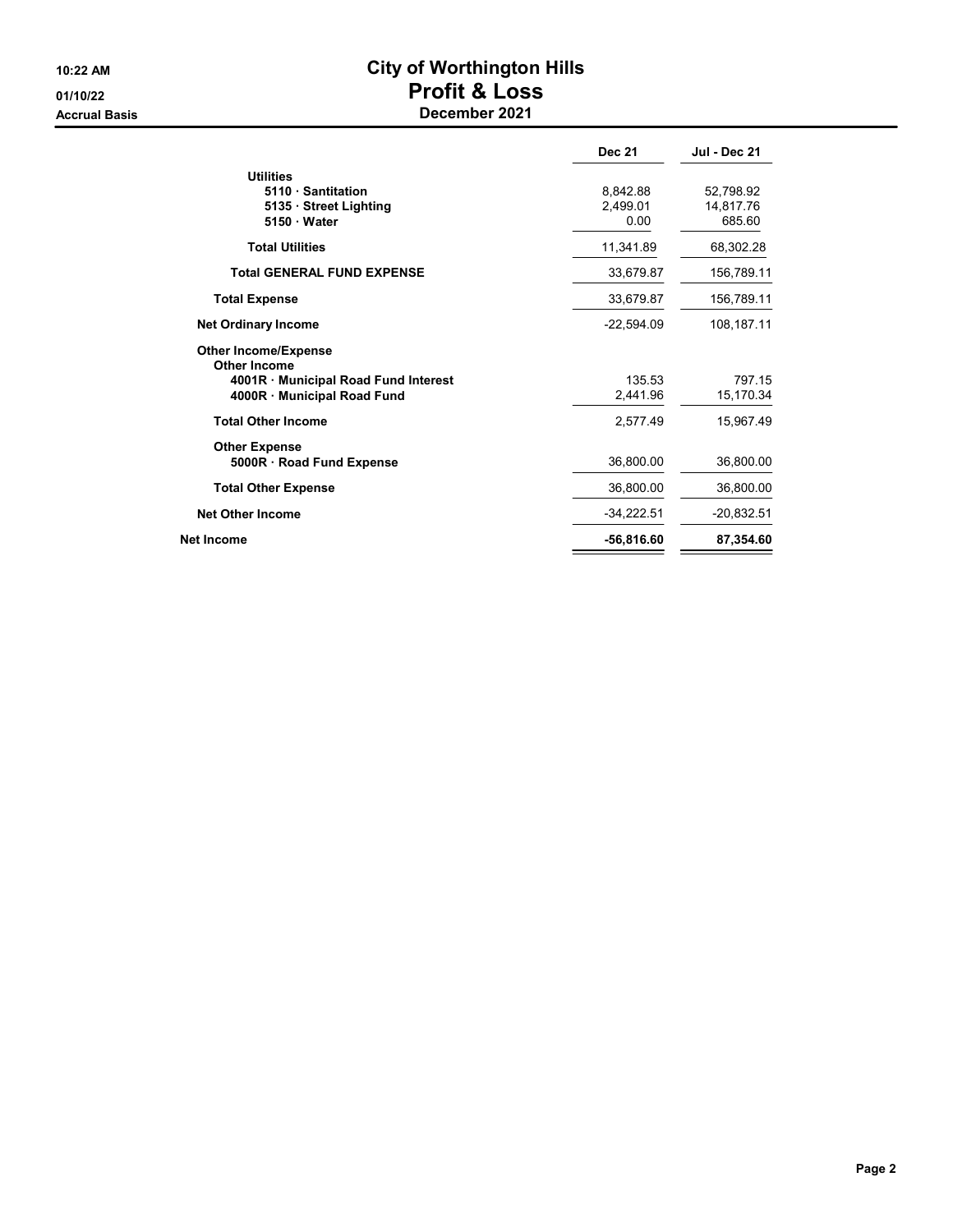10:22 AM
01/10/22
Accrual Basis

# City of Worthington Hills
## Profit & Loss
### December 2021

| | Dec 21 | Jul - Dec 21 |
|---|---|---|
| **Utilities** | | |
| **5110 · Santitation** | 8,842.88 | 52,798.92 |
| **5135 · Street Lighting** | 2,499.01 | 14,817.76 |
| **5150 · Water** | 0.00 | 685.60 |
| **Total Utilities** | 11,341.89 | 68,302.28 |
| **Total GENERAL FUND EXPENSE** | 33,679.87 | 156,789.11 |
| **Total Expense** | 33,679.87 | 156,789.11 |
| **Net Ordinary Income** | -22,594.09 | 108,187.11 |
| **Other Income/Expense** | | |
| **Other Income** | | |
| **4001R · Municipal Road Fund Interest** | 135.53 | 797.15 |
| **4000R · Municipal Road Fund** | 2,441.96 | 15,170.34 |
| **Total Other Income** | 2,577.49 | 15,967.49 |
| **Other Expense** | | |
| **5000R · Road Fund Expense** | 36,800.00 | 36,800.00 |
| **Total Other Expense** | 36,800.00 | 36,800.00 |
| **Net Other Income** | -34,222.51 | -20,832.51 |
| **Net Income** | **-56,816.60** | **87,354.60** |